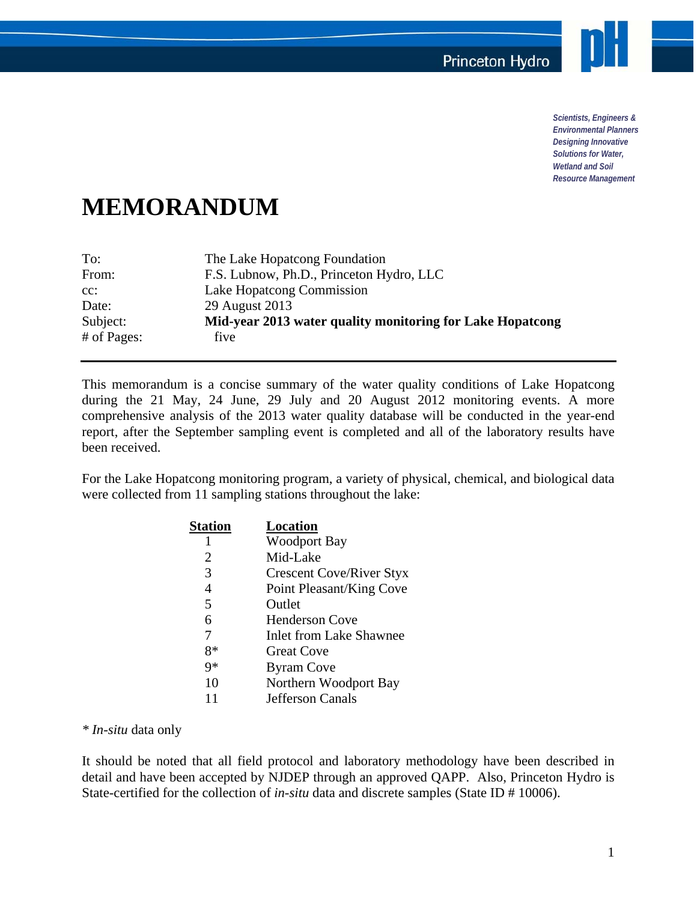Princeton Hydro

*Scientists, Engineers & Environmental Planners Designing Innovative Solutions for Water, Wetland and Soil Resource Management*

# MEMORANDUM

| | |
|---|---|
| To: | The Lake Hopatcong Foundation |
| From: | F.S. Lubnow, Ph.D., Princeton Hydro, LLC |
| cc: | Lake Hopatcong Commission |
| Date: | 29 August 2013 |
| Subject: | **Mid-year 2013 water quality monitoring for Lake Hopatcong** |
| # of Pages: | five |

---

This memorandum is a concise summary of the water quality conditions of Lake Hopatcong during the 21 May, 24 June, 29 July and 20 August 2012 monitoring events. A more comprehensive analysis of the 2013 water quality database will be conducted in the year-end report, after the September sampling event is completed and all of the laboratory results have been received.

For the Lake Hopatcong monitoring program, a variety of physical, chemical, and biological data were collected from 11 sampling stations throughout the lake:

| Station | Location |
|---|---|
| 1 | Woodport Bay |
| 2 | Mid-Lake |
| 3 | Crescent Cove/River Styx |
| 4 | Point Pleasant/King Cove |
| 5 | Outlet |
| 6 | Henderson Cove |
| 7 | Inlet from Lake Shawnee |
| 8* | Great Cove |
| 9* | Byram Cove |
| 10 | Northern Woodport Bay |
| 11 | Jefferson Canals |

\* *In-situ* data only

It should be noted that all field protocol and laboratory methodology have been described in detail and have been accepted by NJDEP through an approved QAPP. Also, Princeton Hydro is State-certified for the collection of *in-situ* data and discrete samples (State ID # 10006).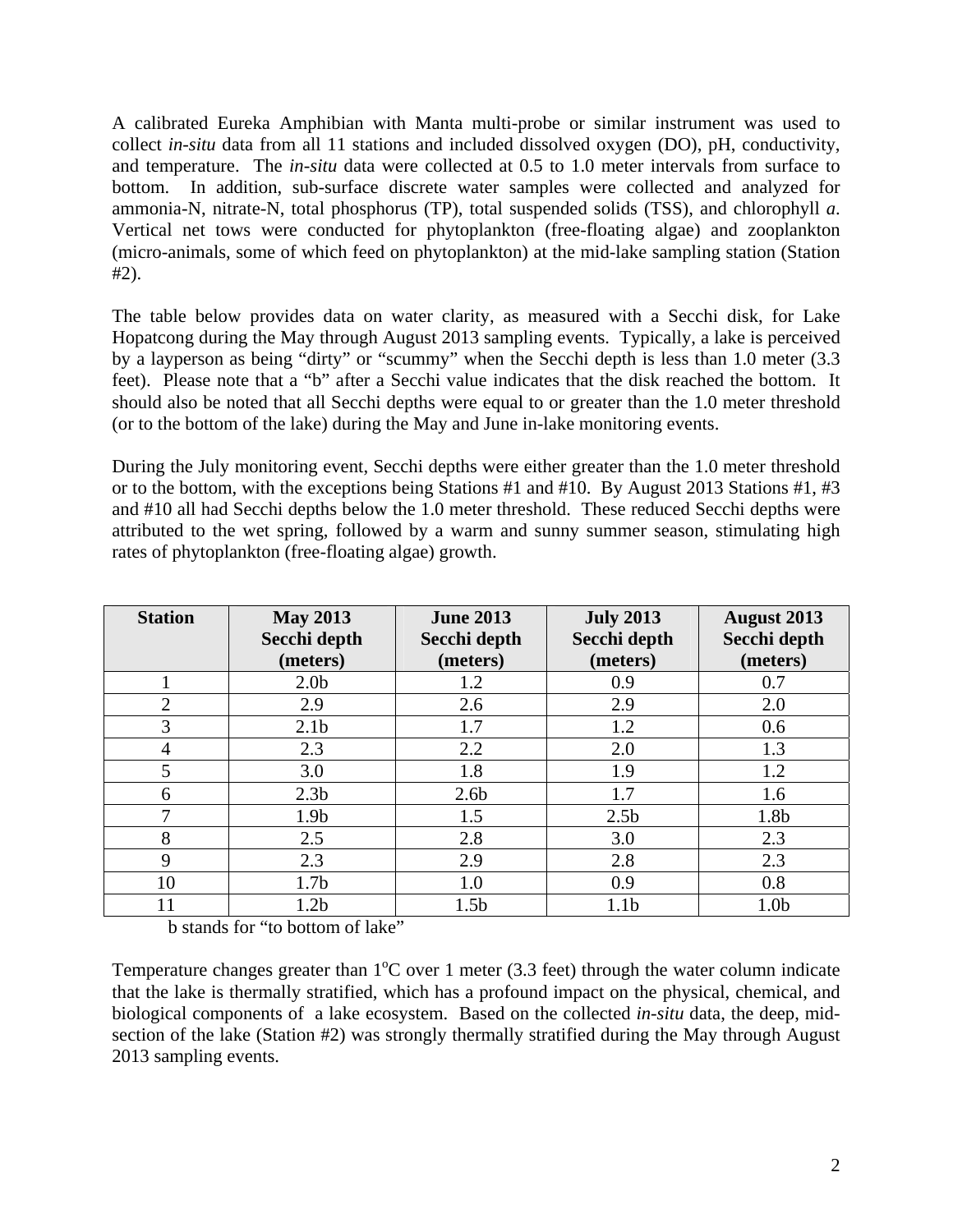A calibrated Eureka Amphibian with Manta multi-probe or similar instrument was used to collect *in-situ* data from all 11 stations and included dissolved oxygen (DO), pH, conductivity, and temperature. The *in-situ* data were collected at 0.5 to 1.0 meter intervals from surface to bottom. In addition, sub-surface discrete water samples were collected and analyzed for ammonia-N, nitrate-N, total phosphorus (TP), total suspended solids (TSS), and chlorophyll *a*. Vertical net tows were conducted for phytoplankton (free-floating algae) and zooplankton (micro-animals, some of which feed on phytoplankton) at the mid-lake sampling station (Station #2).

The table below provides data on water clarity, as measured with a Secchi disk, for Lake Hopatcong during the May through August 2013 sampling events. Typically, a lake is perceived by a layperson as being "dirty" or "scummy" when the Secchi depth is less than 1.0 meter (3.3 feet). Please note that a "b" after a Secchi value indicates that the disk reached the bottom. It should also be noted that all Secchi depths were equal to or greater than the 1.0 meter threshold (or to the bottom of the lake) during the May and June in-lake monitoring events.

During the July monitoring event, Secchi depths were either greater than the 1.0 meter threshold or to the bottom, with the exceptions being Stations #1 and #10. By August 2013 Stations #1, #3 and #10 all had Secchi depths below the 1.0 meter threshold. These reduced Secchi depths were attributed to the wet spring, followed by a warm and sunny summer season, stimulating high rates of phytoplankton (free-floating algae) growth.

| Station | May 2013 Secchi depth (meters) | June 2013 Secchi depth (meters) | July 2013 Secchi depth (meters) | August 2013 Secchi depth (meters) |
|---|---|---|---|---|
| 1 | 2.0b | 1.2 | 0.9 | 0.7 |
| 2 | 2.9 | 2.6 | 2.9 | 2.0 |
| 3 | 2.1b | 1.7 | 1.2 | 0.6 |
| 4 | 2.3 | 2.2 | 2.0 | 1.3 |
| 5 | 3.0 | 1.8 | 1.9 | 1.2 |
| 6 | 2.3b | 2.6b | 1.7 | 1.6 |
| 7 | 1.9b | 1.5 | 2.5b | 1.8b |
| 8 | 2.5 | 2.8 | 3.0 | 2.3 |
| 9 | 2.3 | 2.9 | 2.8 | 2.3 |
| 10 | 1.7b | 1.0 | 0.9 | 0.8 |
| 11 | 1.2b | 1.5b | 1.1b | 1.0b |

b stands for "to bottom of lake"

Temperature changes greater than $1^{o}$C over 1 meter (3.3 feet) through the water column indicate that the lake is thermally stratified, which has a profound impact on the physical, chemical, and biological components of a lake ecosystem. Based on the collected *in-situ* data, the deep, mid-section of the lake (Station #2) was strongly thermally stratified during the May through August 2013 sampling events.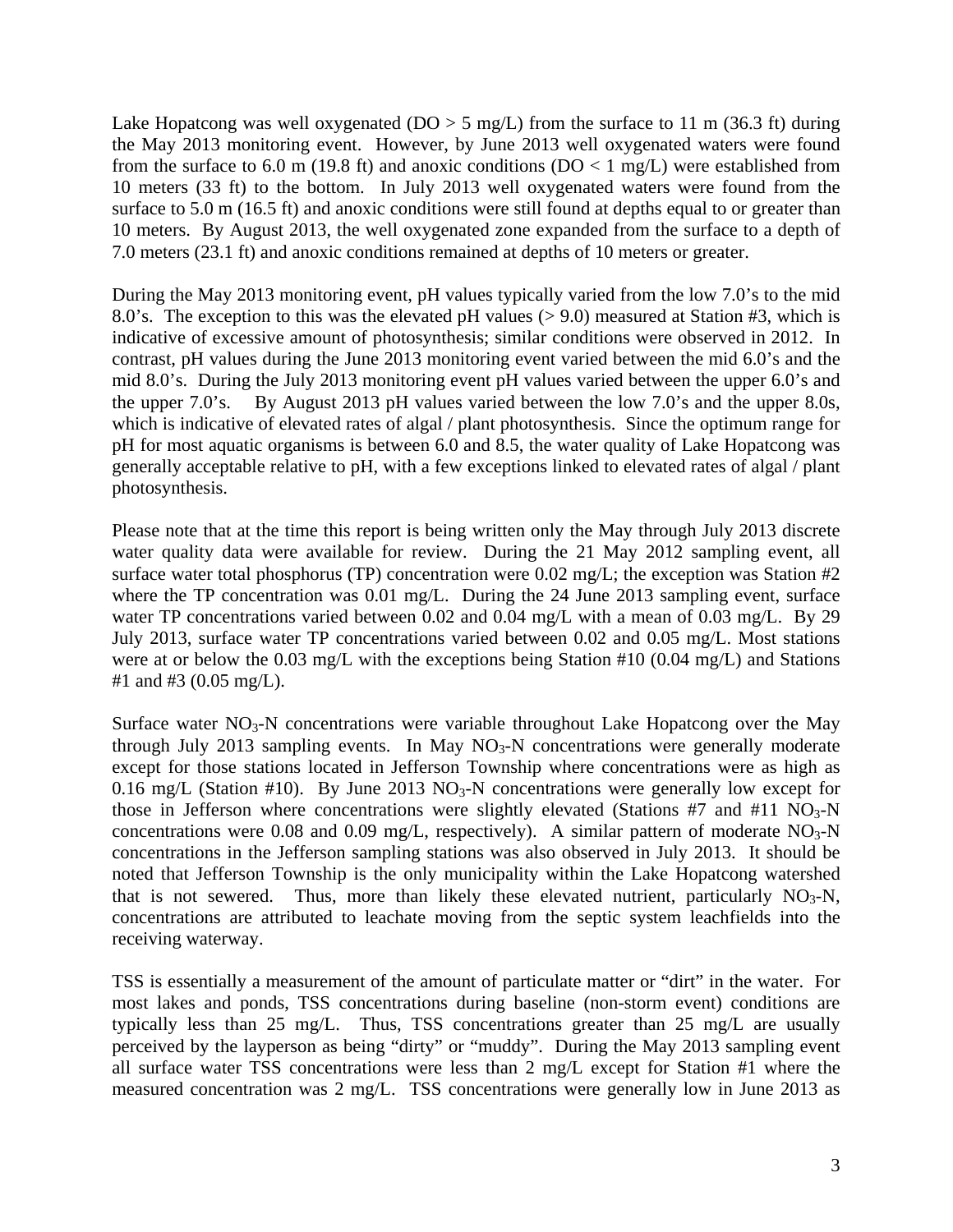Lake Hopatcong was well oxygenated (DO > 5 mg/L) from the surface to 11 m (36.3 ft) during the May 2013 monitoring event. However, by June 2013 well oxygenated waters were found from the surface to 6.0 m (19.8 ft) and anoxic conditions (DO < 1 mg/L) were established from 10 meters (33 ft) to the bottom. In July 2013 well oxygenated waters were found from the surface to 5.0 m (16.5 ft) and anoxic conditions were still found at depths equal to or greater than 10 meters. By August 2013, the well oxygenated zone expanded from the surface to a depth of 7.0 meters (23.1 ft) and anoxic conditions remained at depths of 10 meters or greater.

During the May 2013 monitoring event, pH values typically varied from the low 7.0's to the mid 8.0's. The exception to this was the elevated pH values (> 9.0) measured at Station #3, which is indicative of excessive amount of photosynthesis; similar conditions were observed in 2012. In contrast, pH values during the June 2013 monitoring event varied between the mid 6.0's and the mid 8.0's. During the July 2013 monitoring event pH values varied between the upper 6.0's and the upper 7.0's. By August 2013 pH values varied between the low 7.0's and the upper 8.0s, which is indicative of elevated rates of algal / plant photosynthesis. Since the optimum range for pH for most aquatic organisms is between 6.0 and 8.5, the water quality of Lake Hopatcong was generally acceptable relative to pH, with a few exceptions linked to elevated rates of algal / plant photosynthesis.

Please note that at the time this report is being written only the May through July 2013 discrete water quality data were available for review. During the 21 May 2012 sampling event, all surface water total phosphorus (TP) concentration were 0.02 mg/L; the exception was Station #2 where the TP concentration was 0.01 mg/L. During the 24 June 2013 sampling event, surface water TP concentrations varied between 0.02 and 0.04 mg/L with a mean of 0.03 mg/L. By 29 July 2013, surface water TP concentrations varied between 0.02 and 0.05 mg/L. Most stations were at or below the 0.03 mg/L with the exceptions being Station #10 (0.04 mg/L) and Stations #1 and #3 (0.05 mg/L).

Surface water $NO_3$-N concentrations were variable throughout Lake Hopatcong over the May through July 2013 sampling events. In May $NO_3$-N concentrations were generally moderate except for those stations located in Jefferson Township where concentrations were as high as 0.16 mg/L (Station #10). By June 2013 $NO_3$-N concentrations were generally low except for those in Jefferson where concentrations were slightly elevated (Stations #7 and #11 $NO_3$-N concentrations were 0.08 and 0.09 mg/L, respectively). A similar pattern of moderate $NO_3$-N concentrations in the Jefferson sampling stations was also observed in July 2013. It should be noted that Jefferson Township is the only municipality within the Lake Hopatcong watershed that is not sewered. Thus, more than likely these elevated nutrient, particularly $NO_3$-N, concentrations are attributed to leachate moving from the septic system leachfields into the receiving waterway.

TSS is essentially a measurement of the amount of particulate matter or "dirt" in the water. For most lakes and ponds, TSS concentrations during baseline (non-storm event) conditions are typically less than 25 mg/L. Thus, TSS concentrations greater than 25 mg/L are usually perceived by the layperson as being "dirty" or "muddy". During the May 2013 sampling event all surface water TSS concentrations were less than 2 mg/L except for Station #1 where the measured concentration was 2 mg/L. TSS concentrations were generally low in June 2013 as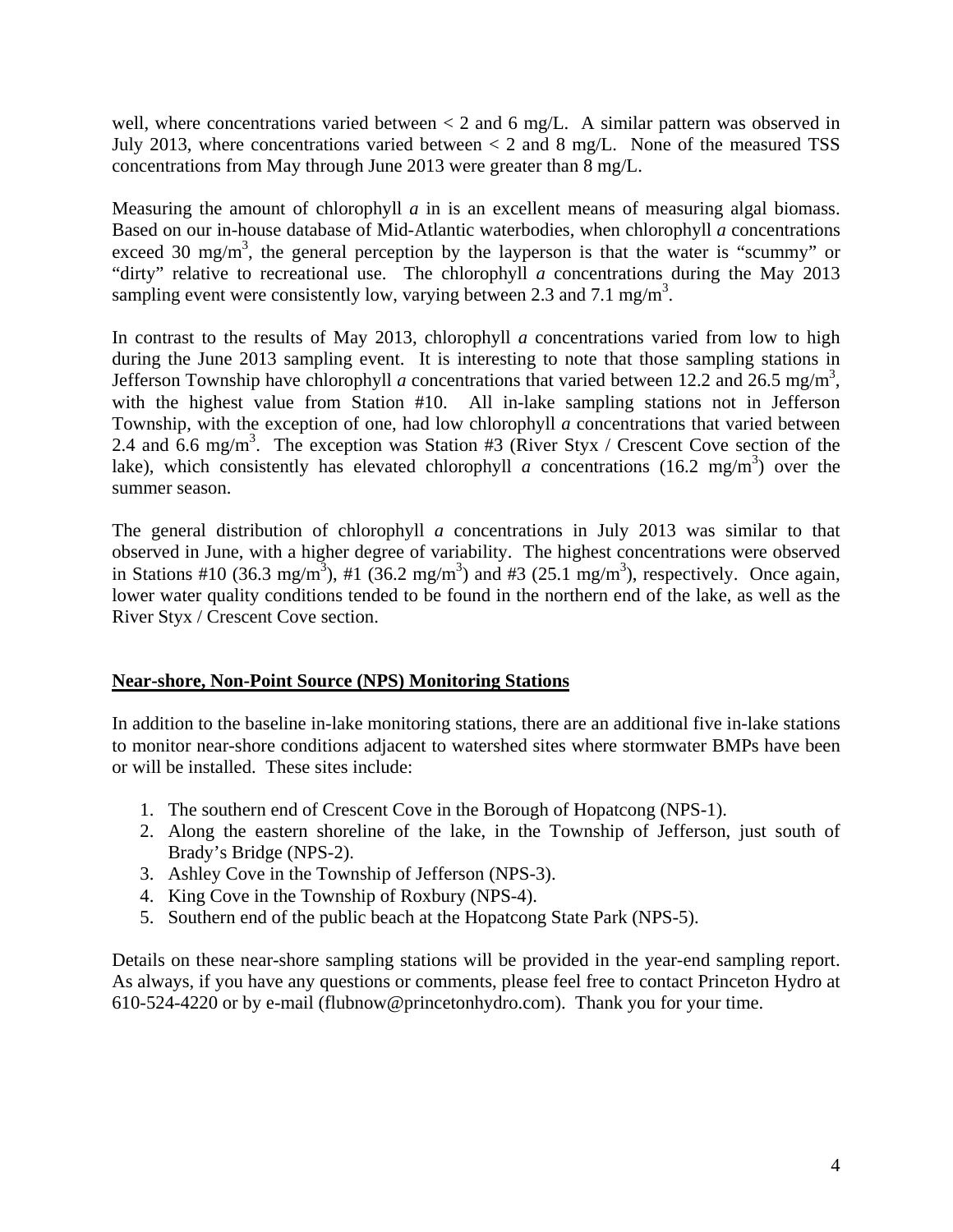well, where concentrations varied between < 2 and 6 mg/L. A similar pattern was observed in July 2013, where concentrations varied between < 2 and 8 mg/L. None of the measured TSS concentrations from May through June 2013 were greater than 8 mg/L.

Measuring the amount of chlorophyll *a* in is an excellent means of measuring algal biomass. Based on our in-house database of Mid-Atlantic waterbodies, when chlorophyll *a* concentrations exceed 30 $mg/m^3$, the general perception by the layperson is that the water is "scummy" or "dirty" relative to recreational use. The chlorophyll *a* concentrations during the May 2013 sampling event were consistently low, varying between 2.3 and 7.1 $mg/m^3$.

In contrast to the results of May 2013, chlorophyll *a* concentrations varied from low to high during the June 2013 sampling event. It is interesting to note that those sampling stations in Jefferson Township have chlorophyll *a* concentrations that varied between 12.2 and 26.5 $mg/m^3$, with the highest value from Station #10. All in-lake sampling stations not in Jefferson Township, with the exception of one, had low chlorophyll *a* concentrations that varied between 2.4 and 6.6 $mg/m^3$. The exception was Station #3 (River Styx / Crescent Cove section of the lake), which consistently has elevated chlorophyll *a* concentrations (16.2 $mg/m^3$) over the summer season.

The general distribution of chlorophyll *a* concentrations in July 2013 was similar to that observed in June, with a higher degree of variability. The highest concentrations were observed in Stations #10 (36.3 $mg/m^3$), #1 (36.2 $mg/m^3$) and #3 (25.1 $mg/m^3$), respectively. Once again, lower water quality conditions tended to be found in the northern end of the lake, as well as the River Styx / Crescent Cove section.

## Near-shore, Non-Point Source (NPS) Monitoring Stations

In addition to the baseline in-lake monitoring stations, there are an additional five in-lake stations to monitor near-shore conditions adjacent to watershed sites where stormwater BMPs have been or will be installed. These sites include:

1. The southern end of Crescent Cove in the Borough of Hopatcong (NPS-1).
2. Along the eastern shoreline of the lake, in the Township of Jefferson, just south of Brady's Bridge (NPS-2).
3. Ashley Cove in the Township of Jefferson (NPS-3).
4. King Cove in the Township of Roxbury (NPS-4).
5. Southern end of the public beach at the Hopatcong State Park (NPS-5).

Details on these near-shore sampling stations will be provided in the year-end sampling report. As always, if you have any questions or comments, please feel free to contact Princeton Hydro at 610-524-4220 or by e-mail (flubnow@princetonhydro.com). Thank you for your time.